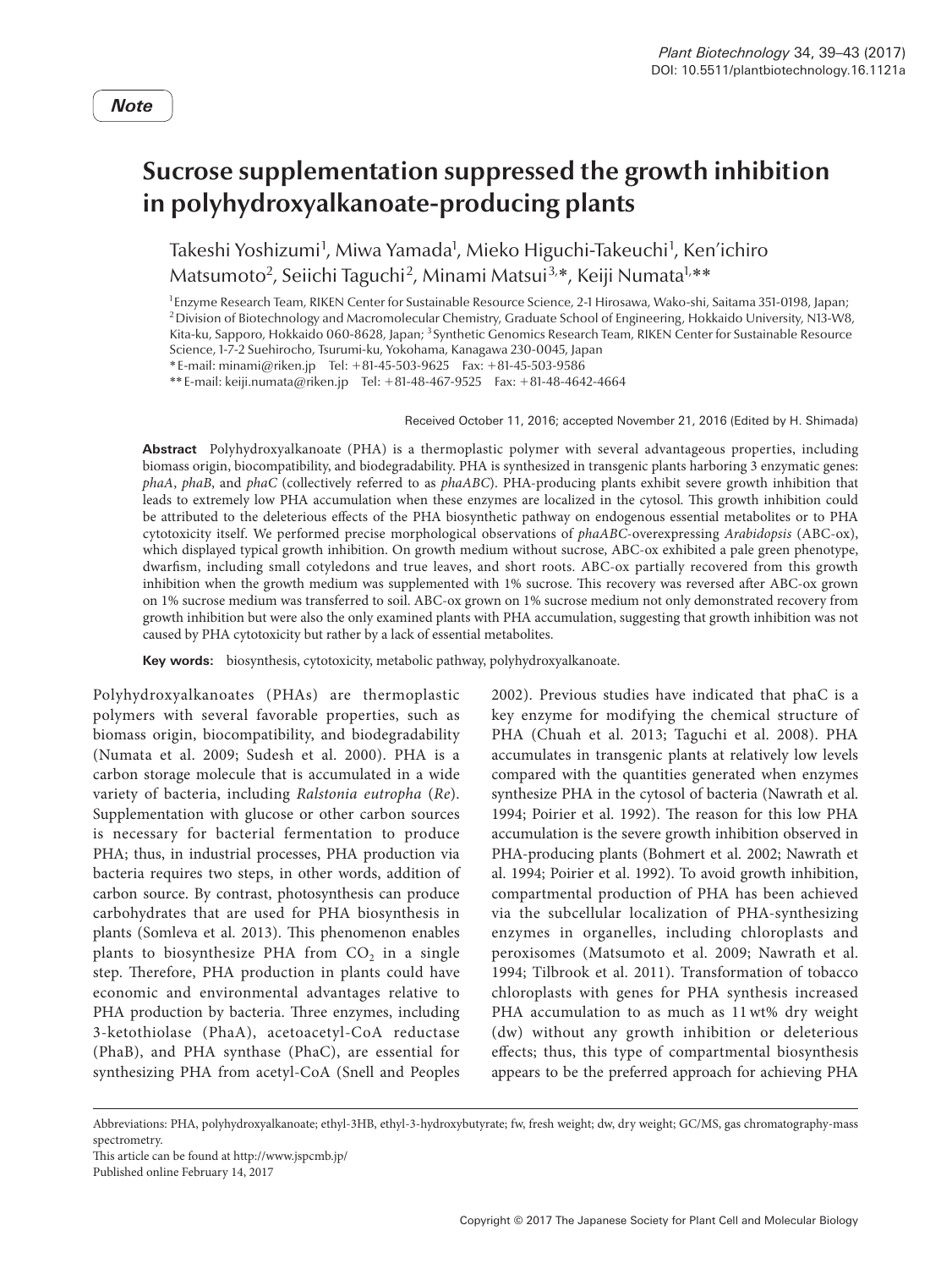*Note*

# Sucrose supplementation suppressed the growth inhibition in polyhydroxyalkanoate-producing plants

Takeshi Yoshizumi[1], Miwa Yamada[1], Mieko Higuchi-Takeuchi[1], Ken'ichiro Matsumoto[2], Seiichi Taguchi[2], Minami Matsui[3,*], Keiji Numata[1,**]

[1] Enzyme Research Team, RIKEN Center for Sustainable Resource Science, 2-1 Hirosawa, Wako-shi, Saitama 351-0198, Japan; [2] Division of Biotechnology and Macromolecular Chemistry, Graduate School of Engineering, Hokkaido University, N13-W8, Kita-ku, Sapporo, Hokkaido 060-8628, Japan; [3] Synthetic Genomics Research Team, RIKEN Center for Sustainable Resource Science, 1-7-2 Suehirocho, Tsurumi-ku, Yokohama, Kanagawa 230-0045, Japan

* E-mail: minami@riken.jp Tel: +81-45-503-9625 Fax: +81-45-503-9586

** E-mail: keiji.numata@riken.jp Tel: +81-48-467-9525 Fax: +81-48-4642-4664

Received October 11, 2016; accepted November 21, 2016 (Edited by H. Shimada)

**Abstract** Polyhydroxyalkanoate (PHA) is a thermoplastic polymer with several advantageous properties, including biomass origin, biocompatibility, and biodegradability. PHA is synthesized in transgenic plants harboring 3 enzymatic genes: *phaA*, *phaB*, and *phaC* (collectively referred to as *phaABC*). PHA-producing plants exhibit severe growth inhibition that leads to extremely low PHA accumulation when these enzymes are localized in the cytosol. This growth inhibition could be attributed to the deleterious effects of the PHA biosynthetic pathway on endogenous essential metabolites or to PHA cytotoxicity itself. We performed precise morphological observations of *phaABC*-overexpressing *Arabidopsis* (ABC-ox), which displayed typical growth inhibition. On growth medium without sucrose, ABC-ox exhibited a pale green phenotype, dwarfism, including small cotyledons and true leaves, and short roots. ABC-ox partially recovered from this growth inhibition when the growth medium was supplemented with 1% sucrose. This recovery was reversed after ABC-ox grown on 1% sucrose medium was transferred to soil. ABC-ox grown on 1% sucrose medium not only demonstrated recovery from growth inhibition but were also the only examined plants with PHA accumulation, suggesting that growth inhibition was not caused by PHA cytotoxicity but rather by a lack of essential metabolites.

**Key words:** biosynthesis, cytotoxicity, metabolic pathway, polyhydroxyalkanoate.

Polyhydroxyalkanoates (PHAs) are thermoplastic polymers with several favorable properties, such as biomass origin, biocompatibility, and biodegradability (Numata et al. 2009; Sudesh et al. 2000). PHA is a carbon storage molecule that is accumulated in a wide variety of bacteria, including *Ralstonia eutropha* (*Re*). Supplementation with glucose or other carbon sources is necessary for bacterial fermentation to produce PHA; thus, in industrial processes, PHA production via bacteria requires two steps, in other words, addition of carbon source. By contrast, photosynthesis can produce carbohydrates that are used for PHA biosynthesis in plants (Somleva et al. 2013). This phenomenon enables plants to biosynthesize PHA from $CO_2$ in a single step. Therefore, PHA production in plants could have economic and environmental advantages relative to PHA production by bacteria. Three enzymes, including 3-ketothiolase (PhaA), acetoacetyl-CoA reductase (PhaB), and PHA synthase (PhaC), are essential for synthesizing PHA from acetyl-CoA (Snell and Peoples 2002). Previous studies have indicated that phaC is a key enzyme for modifying the chemical structure of PHA (Chuah et al. 2013; Taguchi et al. 2008). PHA accumulates in transgenic plants at relatively low levels compared with the quantities generated when enzymes synthesize PHA in the cytosol of bacteria (Nawrath et al. 1994; Poirier et al. 1992). The reason for this low PHA accumulation is the severe growth inhibition observed in PHA-producing plants (Bohmert et al. 2002; Nawrath et al. 1994; Poirier et al. 1992). To avoid growth inhibition, compartmental production of PHA has been achieved via the subcellular localization of PHA-synthesizing enzymes in organelles, including chloroplasts and peroxisomes (Matsumoto et al. 2009; Nawrath et al. 1994; Tilbrook et al. 2011). Transformation of tobacco chloroplasts with genes for PHA synthesis increased PHA accumulation to as much as 11 wt% dry weight (dw) without any growth inhibition or deleterious effects; thus, this type of compartmental biosynthesis appears to be the preferred approach for achieving PHA

Abbreviations: PHA, polyhydroxyalkanoate; ethyl-3HB, ethyl-3-hydroxybutyrate; fw, fresh weight; dw, dry weight; GC/MS, gas chromatography-mass spectrometry.

This article can be found at http://www.jspcmb.jp/

Published online February 14, 2017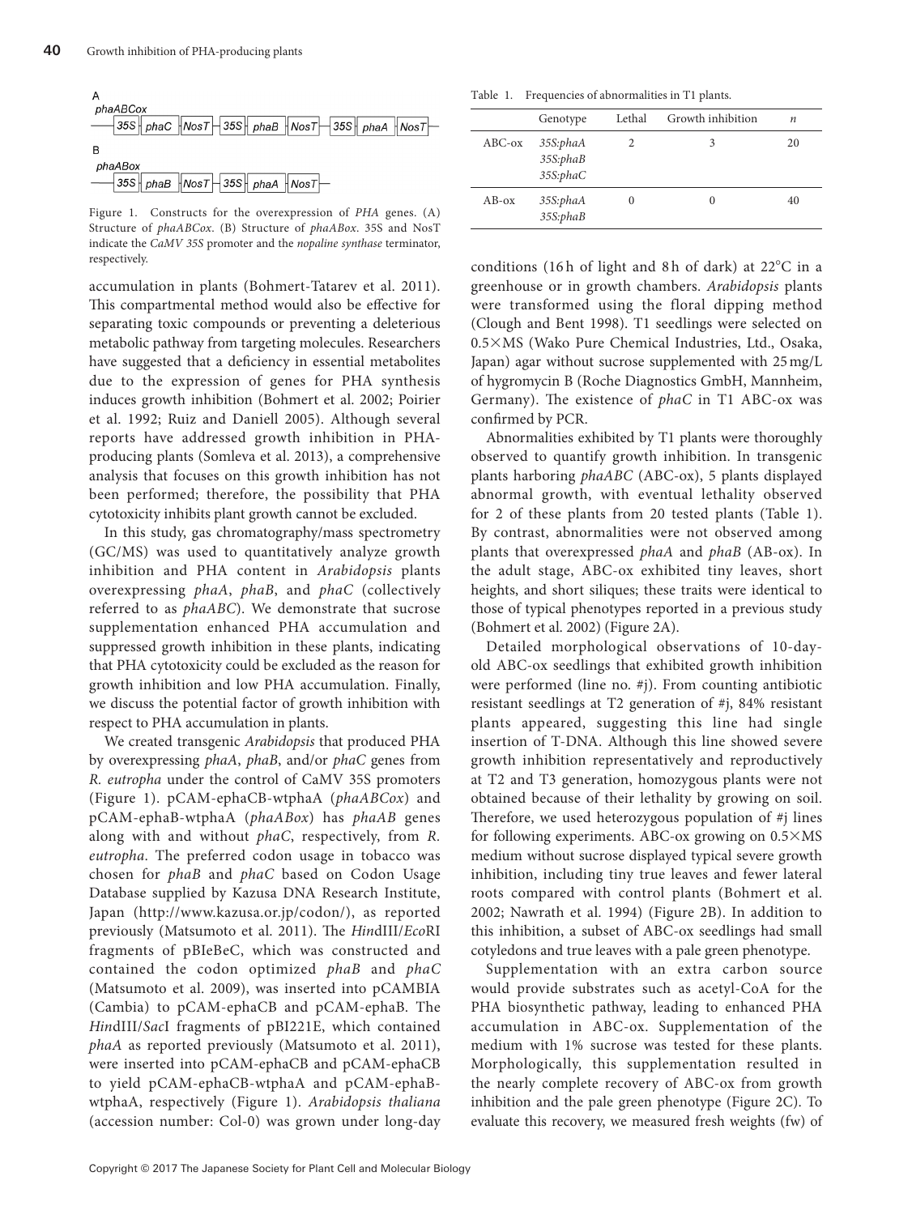A
*phaABCox*
35S | phaC | NosT | 35S | phaB | NosT | 35S | phaA | NosT

B
*phaABox*
35S | phaB | NosT | 35S | phaA | NosT

Figure 1. Constructs for the overexpression of *PHA* genes. (A) Structure of *phaABCox*. (B) Structure of *phaABox*. 35S and NosT indicate the *CaMV 35S* promoter and the *nopaline synthase* terminator, respectively.

accumulation in plants (Bohmert-Tatarev et al. 2011). This compartmental method would also be effective for separating toxic compounds or preventing a deleterious metabolic pathway from targeting molecules. Researchers have suggested that a deficiency in essential metabolites due to the expression of genes for PHA synthesis induces growth inhibition (Bohmert et al. 2002; Poirier et al. 1992; Ruiz and Daniell 2005). Although several reports have addressed growth inhibition in PHA-producing plants (Somleva et al. 2013), a comprehensive analysis that focuses on this growth inhibition has not been performed; therefore, the possibility that PHA cytotoxicity inhibits plant growth cannot be excluded.

In this study, gas chromatography/mass spectrometry (GC/MS) was used to quantitatively analyze growth inhibition and PHA content in *Arabidopsis* plants overexpressing *phaA*, *phaB*, and *phaC* (collectively referred to as *phaABC*). We demonstrate that sucrose supplementation enhanced PHA accumulation and suppressed growth inhibition in these plants, indicating that PHA cytotoxicity could be excluded as the reason for growth inhibition and low PHA accumulation. Finally, we discuss the potential factor of growth inhibition with respect to PHA accumulation in plants.

We created transgenic *Arabidopsis* that produced PHA by overexpressing *phaA*, *phaB*, and/or *phaC* genes from *R. eutropha* under the control of CaMV 35S promoters (Figure 1). pCAM-ephaCB-wtphaA (*phaABCox*) and pCAM-ephaB-wtphaA (*phaABox*) has *phaAB* genes along with and without *phaC*, respectively, from *R. eutropha*. The preferred codon usage in tobacco was chosen for *phaB* and *phaC* based on Codon Usage Database supplied by Kazusa DNA Research Institute, Japan (http://www.kazusa.or.jp/codon/), as reported previously (Matsumoto et al. 2011). The *Hin*dIII/*Eco*RI fragments of pBIeBeC, which was constructed and contained the codon optimized *phaB* and *phaC* (Matsumoto et al. 2009), was inserted into pCAMBIA (Cambia) to pCAM-ephaCB and pCAM-ephaB. The *Hin*dIII/*Sac*I fragments of pBI221E, which contained *phaA* as reported previously (Matsumoto et al. 2011), were inserted into pCAM-ephaCB and pCAM-ephaCB to yield pCAM-ephaCB-wtphaA and pCAM-ephaB-wtphaA, respectively (Figure 1). *Arabidopsis thaliana* (accession number: Col-0) was grown under long-day

Table 1. Frequencies of abnormalities in T1 plants.

| | Genotype | Lethal | Growth inhibition | *n* |
|---|---|---|---|---|
| ABC-ox | *35S:phaA* *35S:phaB* *35S:phaC* | 2 | 3 | 20 |
| AB-ox | *35S:phaA* *35S:phaB* | 0 | 0 | 40 |

conditions (16 h of light and 8 h of dark) at 22°C in a greenhouse or in growth chambers. *Arabidopsis* plants were transformed using the floral dipping method (Clough and Bent 1998). T1 seedlings were selected on 0.5×MS (Wako Pure Chemical Industries, Ltd., Osaka, Japan) agar without sucrose supplemented with 25 mg/L of hygromycin B (Roche Diagnostics GmbH, Mannheim, Germany). The existence of *phaC* in T1 ABC-ox was confirmed by PCR.

Abnormalities exhibited by T1 plants were thoroughly observed to quantify growth inhibition. In transgenic plants harboring *phaABC* (ABC-ox), 5 plants displayed abnormal growth, with eventual lethality observed for 2 of these plants from 20 tested plants (Table 1). By contrast, abnormalities were not observed among plants that overexpressed *phaA* and *phaB* (AB-ox). In the adult stage, ABC-ox exhibited tiny leaves, short heights, and short siliques; these traits were identical to those of typical phenotypes reported in a previous study (Bohmert et al. 2002) (Figure 2A).

Detailed morphological observations of 10-day-old ABC-ox seedlings that exhibited growth inhibition were performed (line no. #j). From counting antibiotic resistant seedlings at T2 generation of #j, 84% resistant plants appeared, suggesting this line had single insertion of T-DNA. Although this line showed severe growth inhibition representatively and reproductively at T2 and T3 generation, homozygous plants were not obtained because of their lethality by growing on soil. Therefore, we used heterozygous population of #j lines for following experiments. ABC-ox growing on 0.5×MS medium without sucrose displayed typical severe growth inhibition, including tiny true leaves and fewer lateral roots compared with control plants (Bohmert et al. 2002; Nawrath et al. 1994) (Figure 2B). In addition to this inhibition, a subset of ABC-ox seedlings had small cotyledons and true leaves with a pale green phenotype.

Supplementation with an extra carbon source would provide substrates such as acetyl-CoA for the PHA biosynthetic pathway, leading to enhanced PHA accumulation in ABC-ox. Supplementation of the medium with 1% sucrose was tested for these plants. Morphologically, this supplementation resulted in the nearly complete recovery of ABC-ox from growth inhibition and the pale green phenotype (Figure 2C). To evaluate this recovery, we measured fresh weights (fw) of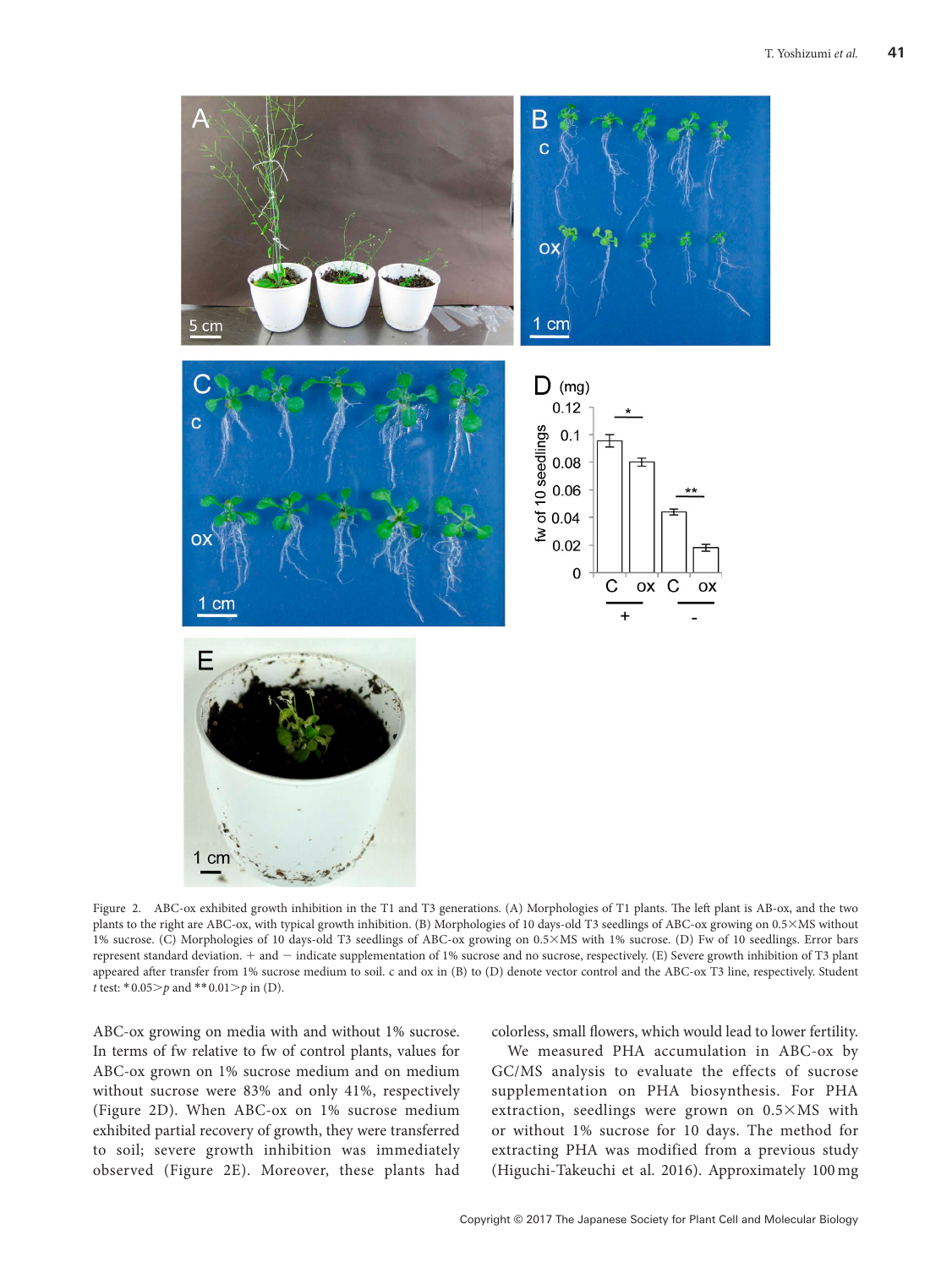Figure 2. ABC-ox exhibited growth inhibition in the T1 and T3 generations. (A) Morphologies of T1 plants. The left plant is AB-ox, and the two plants to the right are ABC-ox, with typical growth inhibition. (B) Morphologies of 10 days-old T3 seedlings of ABC-ox growing on 0.5×MS without 1% sucrose. (C) Morphologies of 10 days-old T3 seedlings of ABC-ox growing on 0.5×MS with 1% sucrose. (D) Fw of 10 seedlings. Error bars represent standard deviation. + and − indicate supplementation of 1% sucrose and no sucrose, respectively. (E) Severe growth inhibition of T3 plant appeared after transfer from 1% sucrose medium to soil. c and ox in (B) to (D) denote vector control and the ABC-ox T3 line, respectively. Student *t* test: * $0.05 > p$ and ** $0.01 > p$ in (D).

ABC-ox growing on media with and without 1% sucrose. In terms of fw relative to fw of control plants, values for ABC-ox grown on 1% sucrose medium and on medium without sucrose were 83% and only 41%, respectively (Figure 2D). When ABC-ox on 1% sucrose medium exhibited partial recovery of growth, they were transferred to soil; severe growth inhibition was immediately observed (Figure 2E). Moreover, these plants had colorless, small flowers, which would lead to lower fertility.

We measured PHA accumulation in ABC-ox by GC/MS analysis to evaluate the effects of sucrose supplementation on PHA biosynthesis. For PHA extraction, seedlings were grown on 0.5×MS with or without 1% sucrose for 10 days. The method for extracting PHA was modified from a previous study (Higuchi-Takeuchi et al. 2016). Approximately 100 mg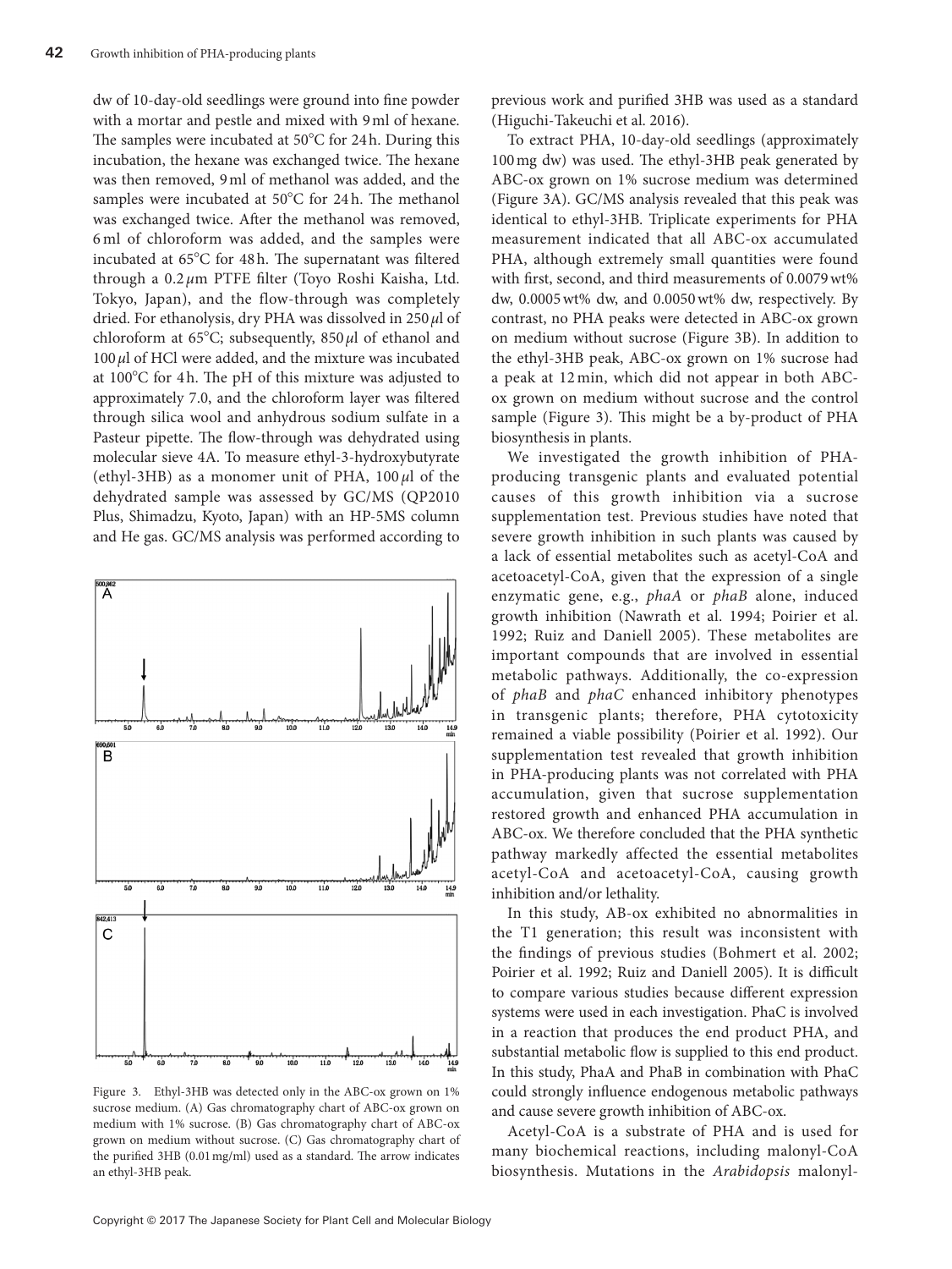dw of 10-day-old seedlings were ground into fine powder with a mortar and pestle and mixed with 9 ml of hexane. The samples were incubated at 50°C for 24 h. During this incubation, the hexane was exchanged twice. The hexane was then removed, 9 ml of methanol was added, and the samples were incubated at 50°C for 24 h. The methanol was exchanged twice. After the methanol was removed, 6 ml of chloroform was added, and the samples were incubated at 65°C for 48 h. The supernatant was filtered through a 0.2 $\mu$m PTFE filter (Toyo Roshi Kaisha, Ltd. Tokyo, Japan), and the flow-through was completely dried. For ethanolysis, dry PHA was dissolved in 250 $\mu$l of chloroform at 65°C; subsequently, 850 $\mu$l of ethanol and 100 $\mu$l of HCl were added, and the mixture was incubated at 100°C for 4 h. The pH of this mixture was adjusted to approximately 7.0, and the chloroform layer was filtered through silica wool and anhydrous sodium sulfate in a Pasteur pipette. The flow-through was dehydrated using molecular sieve 4A. To measure ethyl-3-hydroxybutyrate (ethyl-3HB) as a monomer unit of PHA, 100 $\mu$l of the dehydrated sample was assessed by GC/MS (QP2010 Plus, Shimadzu, Kyoto, Japan) with an HP-5MS column and He gas. GC/MS analysis was performed according to previous work and purified 3HB was used as a standard (Higuchi-Takeuchi et al. 2016).

Figure 3. Ethyl-3HB was detected only in the ABC-ox grown on 1% sucrose medium. (A) Gas chromatography chart of ABC-ox grown on medium with 1% sucrose. (B) Gas chromatography chart of ABC-ox grown on medium without sucrose. (C) Gas chromatography chart of the purified 3HB (0.01 mg/ml) used as a standard. The arrow indicates an ethyl-3HB peak.

To extract PHA, 10-day-old seedlings (approximately 100 mg dw) was used. The ethyl-3HB peak generated by ABC-ox grown on 1% sucrose medium was determined (Figure 3A). GC/MS analysis revealed that this peak was identical to ethyl-3HB. Triplicate experiments for PHA measurement indicated that all ABC-ox accumulated PHA, although extremely small quantities were found with first, second, and third measurements of 0.0079 wt% dw, 0.0005 wt% dw, and 0.0050 wt% dw, respectively. By contrast, no PHA peaks were detected in ABC-ox grown on medium without sucrose (Figure 3B). In addition to the ethyl-3HB peak, ABC-ox grown on 1% sucrose had a peak at 12 min, which did not appear in both ABC-ox grown on medium without sucrose and the control sample (Figure 3). This might be a by-product of PHA biosynthesis in plants.

We investigated the growth inhibition of PHA-producing transgenic plants and evaluated potential causes of this growth inhibition via a sucrose supplementation test. Previous studies have noted that severe growth inhibition in such plants was caused by a lack of essential metabolites such as acetyl-CoA and acetoacetyl-CoA, given that the expression of a single enzymatic gene, e.g., *phaA* or *phaB* alone, induced growth inhibition (Nawrath et al. 1994; Poirier et al. 1992; Ruiz and Daniell 2005). These metabolites are important compounds that are involved in essential metabolic pathways. Additionally, the co-expression of *phaB* and *phaC* enhanced inhibitory phenotypes in transgenic plants; therefore, PHA cytotoxicity remained a viable possibility (Poirier et al. 1992). Our supplementation test revealed that growth inhibition in PHA-producing plants was not correlated with PHA accumulation, given that sucrose supplementation restored growth and enhanced PHA accumulation in ABC-ox. We therefore concluded that the PHA synthetic pathway markedly affected the essential metabolites acetyl-CoA and acetoacetyl-CoA, causing growth inhibition and/or lethality.

In this study, AB-ox exhibited no abnormalities in the T1 generation; this result was inconsistent with the findings of previous studies (Bohmert et al. 2002; Poirier et al. 1992; Ruiz and Daniell 2005). It is difficult to compare various studies because different expression systems were used in each investigation. PhaC is involved in a reaction that produces the end product PHA, and substantial metabolic flow is supplied to this end product. In this study, PhaA and PhaB in combination with PhaC could strongly influence endogenous metabolic pathways and cause severe growth inhibition of ABC-ox.

Acetyl-CoA is a substrate of PHA and is used for many biochemical reactions, including malonyl-CoA biosynthesis. Mutations in the *Arabidopsis* malonyl-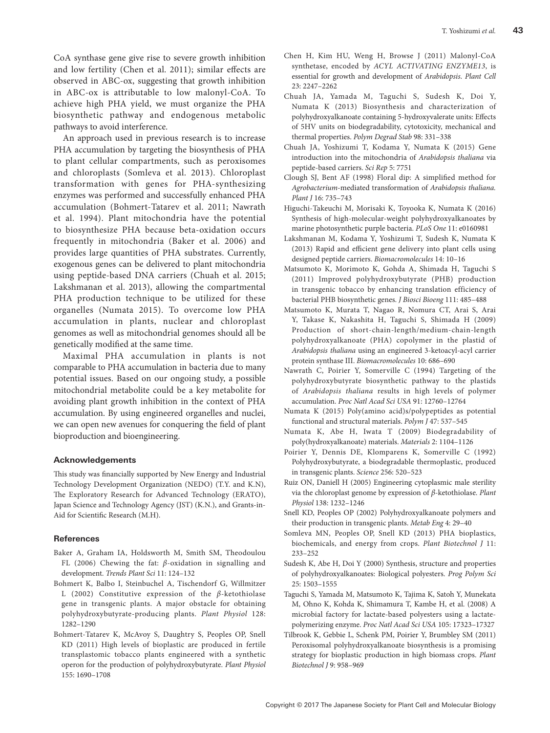CoA synthase gene give rise to severe growth inhibition and low fertility (Chen et al. 2011); similar effects are observed in ABC-ox, suggesting that growth inhibition in ABC-ox is attributable to low malonyl-CoA. To achieve high PHA yield, we must organize the PHA biosynthetic pathway and endogenous metabolic pathways to avoid interference.

An approach used in previous research is to increase PHA accumulation by targeting the biosynthesis of PHA to plant cellular compartments, such as peroxisomes and chloroplasts (Somleva et al. 2013). Chloroplast transformation with genes for PHA-synthesizing enzymes was performed and successfully enhanced PHA accumulation (Bohmert-Tatarev et al. 2011; Nawrath et al. 1994). Plant mitochondria have the potential to biosynthesize PHA because beta-oxidation occurs frequently in mitochondria (Baker et al. 2006) and provides large quantities of PHA substrates. Currently, exogenous genes can be delivered to plant mitochondria using peptide-based DNA carriers (Chuah et al. 2015; Lakshmanan et al. 2013), allowing the compartmental PHA production technique to be utilized for these organelles (Numata 2015). To overcome low PHA accumulation in plants, nuclear and chloroplast genomes as well as mitochondrial genomes should all be genetically modified at the same time.

Maximal PHA accumulation in plants is not comparable to PHA accumulation in bacteria due to many potential issues. Based on our ongoing study, a possible mitochondrial metabolite could be a key metabolite for avoiding plant growth inhibition in the context of PHA accumulation. By using engineered organelles and nuclei, we can open new avenues for conquering the field of plant bioproduction and bioengineering.

## Acknowledgements

This study was financially supported by New Energy and Industrial Technology Development Organization (NEDO) (T.Y. and K.N), The Exploratory Research for Advanced Technology (ERATO), Japan Science and Technology Agency (JST) (K.N.), and Grants-in-Aid for Scientific Research (M.H).

## References

Baker A, Graham IA, Holdsworth M, Smith SM, Theodoulou FL (2006) Chewing the fat: *β*-oxidation in signalling and development. *Trends Plant Sci* 11: 124–132

Bohmert K, Balbo I, Steinbuchel A, Tischendorf G, Willmitzer L (2002) Constitutive expression of the *β*-ketothiolase gene in transgenic plants. A major obstacle for obtaining polyhydroxybutyrate-producing plants. *Plant Physiol* 128: 1282–1290

Bohmert-Tatarev K, McAvoy S, Daughtry S, Peoples OP, Snell KD (2011) High levels of bioplastic are produced in fertile transplastomic tobacco plants engineered with a synthetic operon for the production of polyhydroxybutyrate. *Plant Physiol* 155: 1690–1708

Chen H, Kim HU, Weng H, Browse J (2011) Malonyl-CoA synthetase, encoded by *ACYL ACTIVATING ENZYME13*, is essential for growth and development of *Arabidopsis*. *Plant Cell* 23: 2247–2262

Chuah JA, Yamada M, Taguchi S, Sudesh K, Doi Y, Numata K (2013) Biosynthesis and characterization of polyhydroxyalkanoate containing 5-hydroxyvalerate units: Effects of 5HV units on biodegradability, cytotoxicity, mechanical and thermal properties. *Polym Degrad Stab* 98: 331–338

Chuah JA, Yoshizumi T, Kodama Y, Numata K (2015) Gene introduction into the mitochondria of *Arabidopsis thaliana* via peptide-based carriers. *Sci Rep* 5: 7751

Clough SJ, Bent AF (1998) Floral dip: A simplified method for *Agrobacterium*-mediated transformation of *Arabidopsis thaliana*. *Plant J* 16: 735–743

Higuchi-Takeuchi M, Morisaki K, Toyooka K, Numata K (2016) Synthesis of high-molecular-weight polyhydroxyalkanoates by marine photosynthetic purple bacteria. *PLoS One* 11: e0160981

Lakshmanan M, Kodama Y, Yoshizumi T, Sudesh K, Numata K (2013) Rapid and efficient gene delivery into plant cells using designed peptide carriers. *Biomacromolecules* 14: 10–16

Matsumoto K, Morimoto K, Gohda A, Shimada H, Taguchi S (2011) Improved polyhydroxybutyrate (PHB) production in transgenic tobacco by enhancing translation efficiency of bacterial PHB biosynthetic genes. *J Biosci Bioeng* 111: 485–488

Matsumoto K, Murata T, Nagao R, Nomura CT, Arai S, Arai Y, Takase K, Nakashita H, Taguchi S, Shimada H (2009) Production of short-chain-length/medium-chain-length polyhydroxyalkanoate (PHA) copolymer in the plastid of *Arabidopsis thaliana* using an engineered 3-ketoacyl-acyl carrier protein synthase III. *Biomacromolecules* 10: 686–690

Nawrath C, Poirier Y, Somerville C (1994) Targeting of the polyhydroxybutyrate biosynthetic pathway to the plastids of *Arabidopsis thaliana* results in high levels of polymer accumulation. *Proc Natl Acad Sci USA* 91: 12760–12764

Numata K (2015) Poly(amino acid)s/polypeptides as potential functional and structural materials. *Polym J* 47: 537–545

Numata K, Abe H, Iwata T (2009) Biodegradability of poly(hydroxyalkanoate) materials. *Materials* 2: 1104–1126

Poirier Y, Dennis DE, Klomparens K, Somerville C (1992) Polyhydroxybutyrate, a biodegradable thermoplastic, produced in transgenic plants. *Science* 256: 520–523

Ruiz ON, Daniell H (2005) Engineering cytoplasmic male sterility via the chloroplast genome by expression of *β*-ketothiolase. *Plant Physiol* 138: 1232–1246

Snell KD, Peoples OP (2002) Polyhydroxyalkanoate polymers and their production in transgenic plants. *Metab Eng* 4: 29–40

Somleva MN, Peoples OP, Snell KD (2013) PHA bioplastics, biochemicals, and energy from crops. *Plant Biotechnol J* 11: 233–252

Sudesh K, Abe H, Doi Y (2000) Synthesis, structure and properties of polyhydroxyalkanoates: Biological polyesters. *Prog Polym Sci* 25: 1503–1555

Taguchi S, Yamada M, Matsumoto K, Tajima K, Satoh Y, Munekata M, Ohno K, Kohda K, Shimamura T, Kambe H, et al. (2008) A microbial factory for lactate-based polyesters using a lactate-polymerizing enzyme. *Proc Natl Acad Sci USA* 105: 17323–17327

Tilbrook K, Gebbie L, Schenk PM, Poirier Y, Brumbley SM (2011) Peroxisomal polyhydroxyalkanoate biosynthesis is a promising strategy for bioplastic production in high biomass crops. *Plant Biotechnol J* 9: 958–969